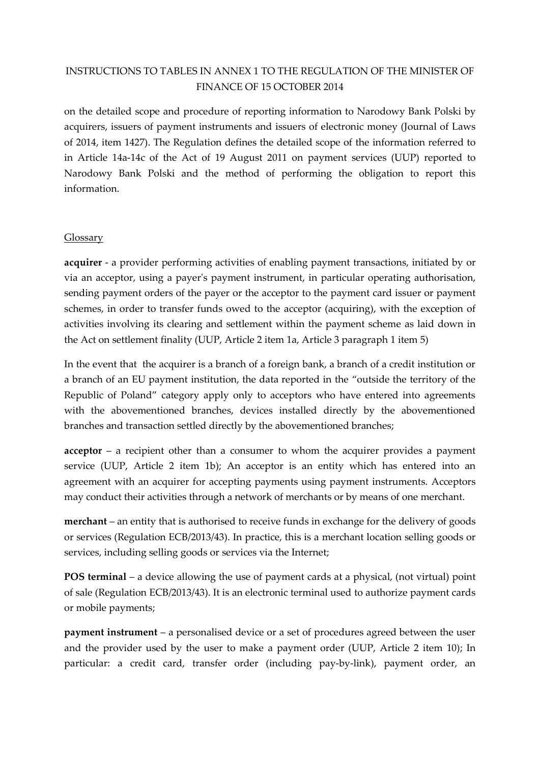# INSTRUCTIONS TO TABLES IN ANNEX 1 TO THE REGULATION OF THE MINISTER OF FINANCE OF 15 OCTOBER 2014

on the detailed scope and procedure of reporting information to Narodowy Bank Polski by acquirers, issuers of payment instruments and issuers of electronic money (Journal of Laws of 2014, item 1427). The Regulation defines the detailed scope of the information referred to in Article 14a-14c of the Act of 19 August 2011 on payment services (UUP) reported to Narodowy Bank Polski and the method of performing the obligation to report this information.

## Glossary

**acquirer** - a provider performing activities of enabling payment transactions, initiated by or via an acceptor, using a payer's payment instrument, in particular operating authorisation, sending payment orders of the payer or the acceptor to the payment card issuer or payment schemes, in order to transfer funds owed to the acceptor (acquiring), with the exception of activities involving its clearing and settlement within the payment scheme as laid down in the Act on settlement finality (UUP, Article 2 item 1a, Article 3 paragraph 1 item 5)

In the event that the acquirer is a branch of a foreign bank, a branch of a credit institution or a branch of an EU payment institution, the data reported in the "outside the territory of the Republic of Poland" category apply only to acceptors who have entered into agreements with the abovementioned branches, devices installed directly by the abovementioned branches and transaction settled directly by the abovementioned branches;

**acceptor** – a recipient other than a consumer to whom the acquirer provides a payment service (UUP, Article 2 item 1b); An acceptor is an entity which has entered into an agreement with an acquirer for accepting payments using payment instruments. Acceptors may conduct their activities through a network of merchants or by means of one merchant.

**merchant** – an entity that is authorised to receive funds in exchange for the delivery of goods or services (Regulation ECB/2013/43). In practice, this is a merchant location selling goods or services, including selling goods or services via the Internet;

**POS terminal** – a device allowing the use of payment cards at a physical, (not virtual) point of sale (Regulation ECB/2013/43). It is an electronic terminal used to authorize payment cards or mobile payments;

**payment instrument** – a personalised device or a set of procedures agreed between the user and the provider used by the user to make a payment order (UUP, Article 2 item 10); In particular: a credit card, transfer order (including pay-by-link), payment order, an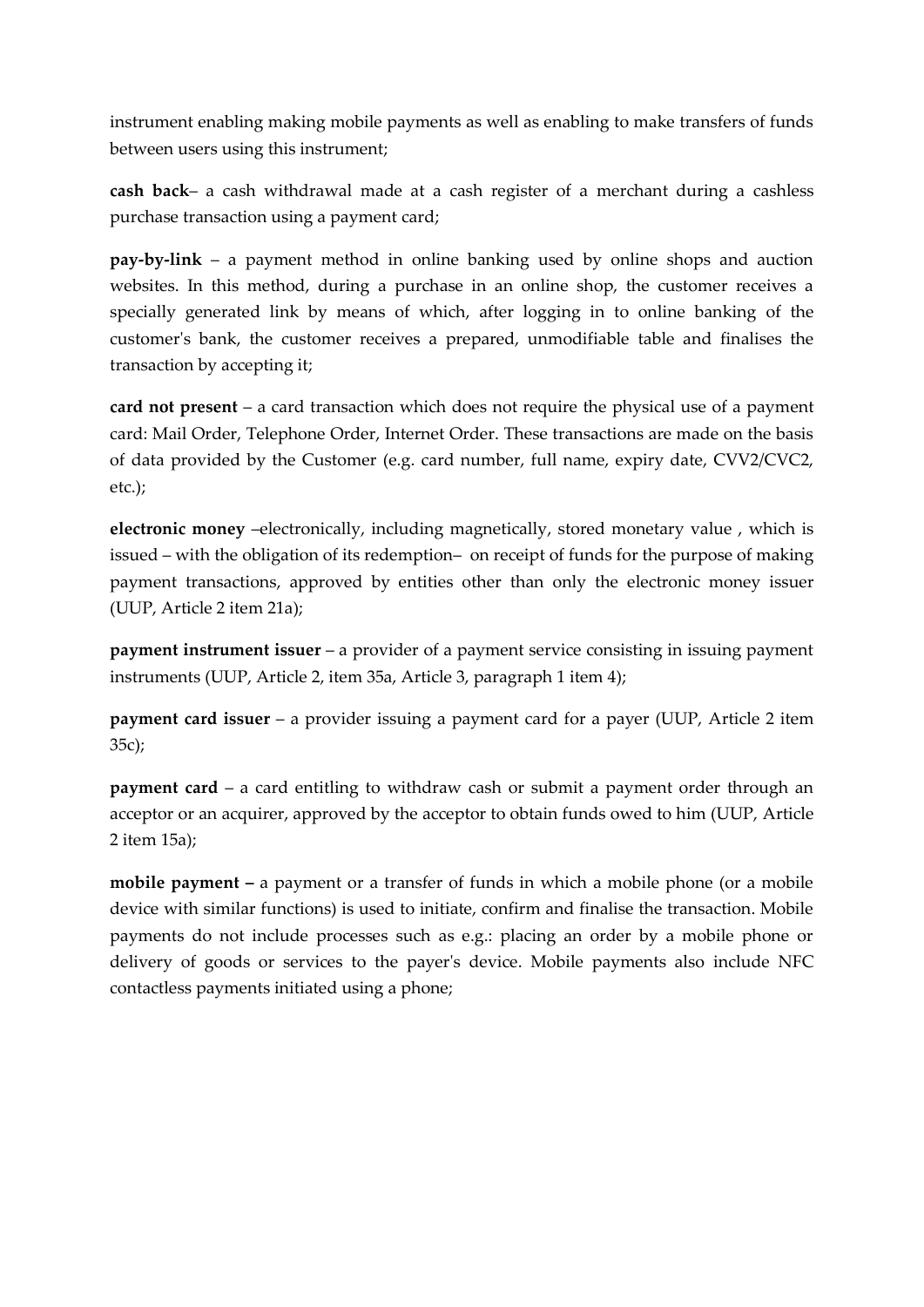instrument enabling making mobile payments as well as enabling to make transfers of funds between users using this instrument;

**cash back**– a cash withdrawal made at a cash register of a merchant during a cashless purchase transaction using a payment card;

**pay-by-link** – a payment method in online banking used by online shops and auction websites. In this method, during a purchase in an online shop, the customer receives a specially generated link by means of which, after logging in to online banking of the customer's bank, the customer receives a prepared, unmodifiable table and finalises the transaction by accepting it;

**card not present** – a card transaction which does not require the physical use of a payment card: Mail Order, Telephone Order, Internet Order. These transactions are made on the basis of data provided by the Customer (e.g. card number, full name, expiry date, CVV2/CVC2, etc.);

**electronic money** –electronically, including magnetically, stored monetary value , which is issued – with the obligation of its redemption– on receipt of funds for the purpose of making payment transactions, approved by entities other than only the electronic money issuer (UUP, Article 2 item 21a);

**payment instrument issuer** – a provider of a payment service consisting in issuing payment instruments (UUP, Article 2, item 35a, Article 3, paragraph 1 item 4);

**payment card issuer** – a provider issuing a payment card for a payer (UUP, Article 2 item 35c);

**payment card** – a card entitling to withdraw cash or submit a payment order through an acceptor or an acquirer, approved by the acceptor to obtain funds owed to him (UUP, Article 2 item 15a);

**mobile payment –** a payment or a transfer of funds in which a mobile phone (or a mobile device with similar functions) is used to initiate, confirm and finalise the transaction. Mobile payments do not include processes such as e.g.: placing an order by a mobile phone or delivery of goods or services to the payer's device. Mobile payments also include NFC contactless payments initiated using a phone;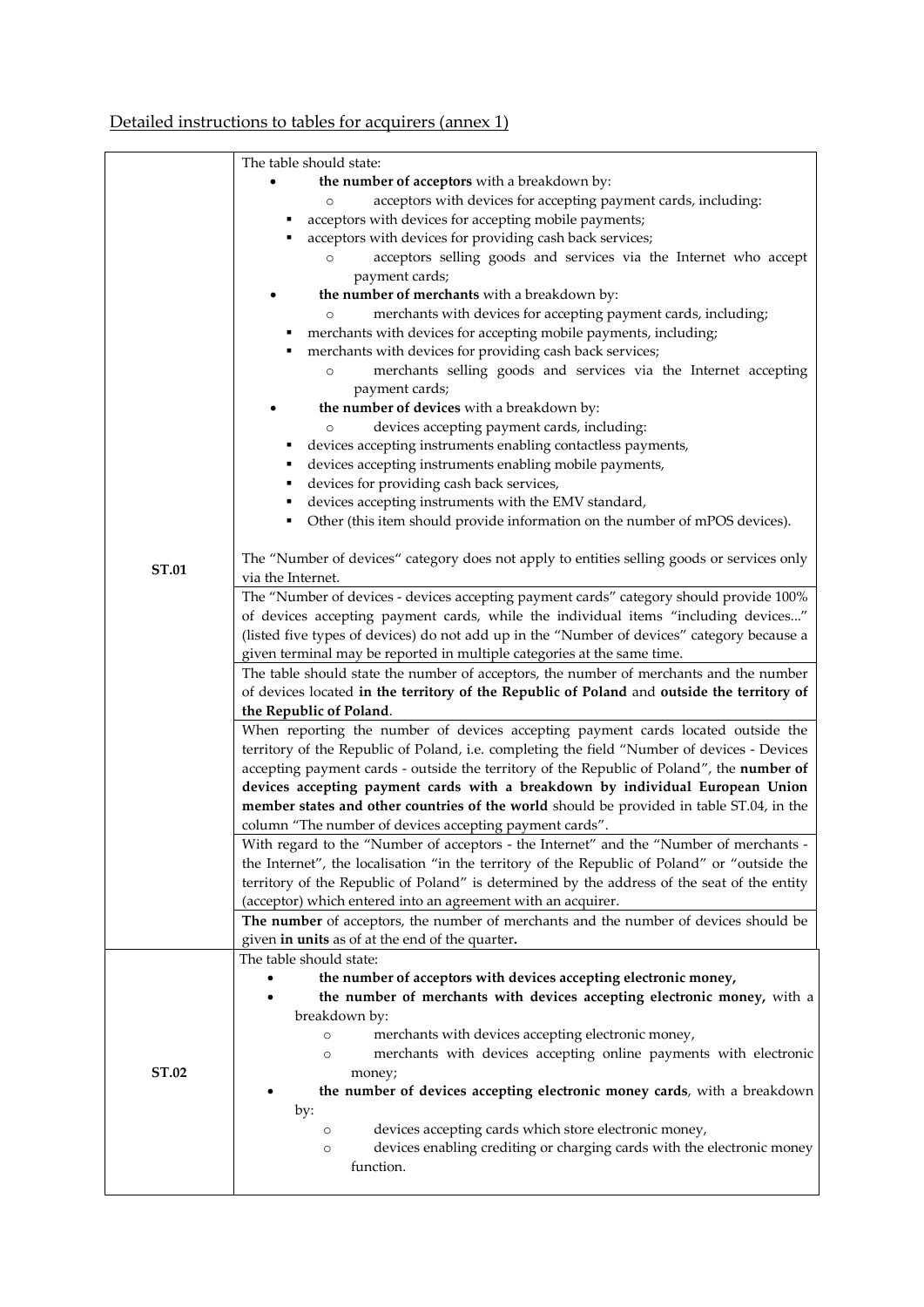Detailed instructions to tables for acquirers (annex 1)

| | |
|---|---|
| **ST.01** | The table should state:<br>• **the number of acceptors** with a breakdown by:<br>  ○ acceptors with devices for accepting payment cards, including:<br>   ▪ acceptors with devices for accepting mobile payments;<br>   ▪ acceptors with devices for providing cash back services;<br>  ○ acceptors selling goods and services via the Internet who accept payment cards;<br>• **the number of merchants** with a breakdown by:<br>  ○ merchants with devices for accepting payment cards, including;<br>   ▪ merchants with devices for accepting mobile payments, including;<br>   ▪ merchants with devices for providing cash back services;<br>  ○ merchants selling goods and services via the Internet accepting payment cards;<br>• **the number of devices** with a breakdown by:<br>  ○ devices accepting payment cards, including:<br>   ▪ devices accepting instruments enabling contactless payments,<br>   ▪ devices accepting instruments enabling mobile payments,<br>   ▪ devices for providing cash back services,<br>   ▪ devices accepting instruments with the EMV standard,<br>   ▪ Other (this item should provide information on the number of mPOS devices).<br><br>The "Number of devices" category does not apply to entities selling goods or services only via the Internet. |
| | The "Number of devices - devices accepting payment cards" category should provide 100% of devices accepting payment cards, while the individual items "including devices..." (listed five types of devices) do not add up in the "Number of devices" category because a given terminal may be reported in multiple categories at the same time. |
| | The table should state the number of acceptors, the number of merchants and the number of devices located **in the territory of the Republic of Poland** and **outside the territory of the Republic of Poland**. |
| | When reporting the number of devices accepting payment cards located outside the territory of the Republic of Poland, i.e. completing the field "Number of devices - Devices accepting payment cards - outside the territory of the Republic of Poland", the **number of devices accepting payment cards with a breakdown by individual European Union member states and other countries of the world** should be provided in table ST.04, in the column "The number of devices accepting payment cards". |
| | With regard to the "Number of acceptors - the Internet" and the "Number of merchants - the Internet", the localisation "in the territory of the Republic of Poland" or "outside the territory of the Republic of Poland" is determined by the address of the seat of the entity (acceptor) which entered into an agreement with an acquirer. |
| | **The number** of acceptors, the number of merchants and the number of devices should be given **in units** as of at the end of the quarter**.** |
| **ST.02** | The table should state:<br>• **the number of acceptors with devices accepting electronic money,**<br>• **the number of merchants with devices accepting electronic money,** with a breakdown by:<br>  ○ merchants with devices accepting electronic money,<br>  ○ merchants with devices accepting online payments with electronic money;<br>• **the number of devices accepting electronic money cards**, with a breakdown by:<br>  ○ devices accepting cards which store electronic money,<br>  ○ devices enabling crediting or charging cards with the electronic money function. |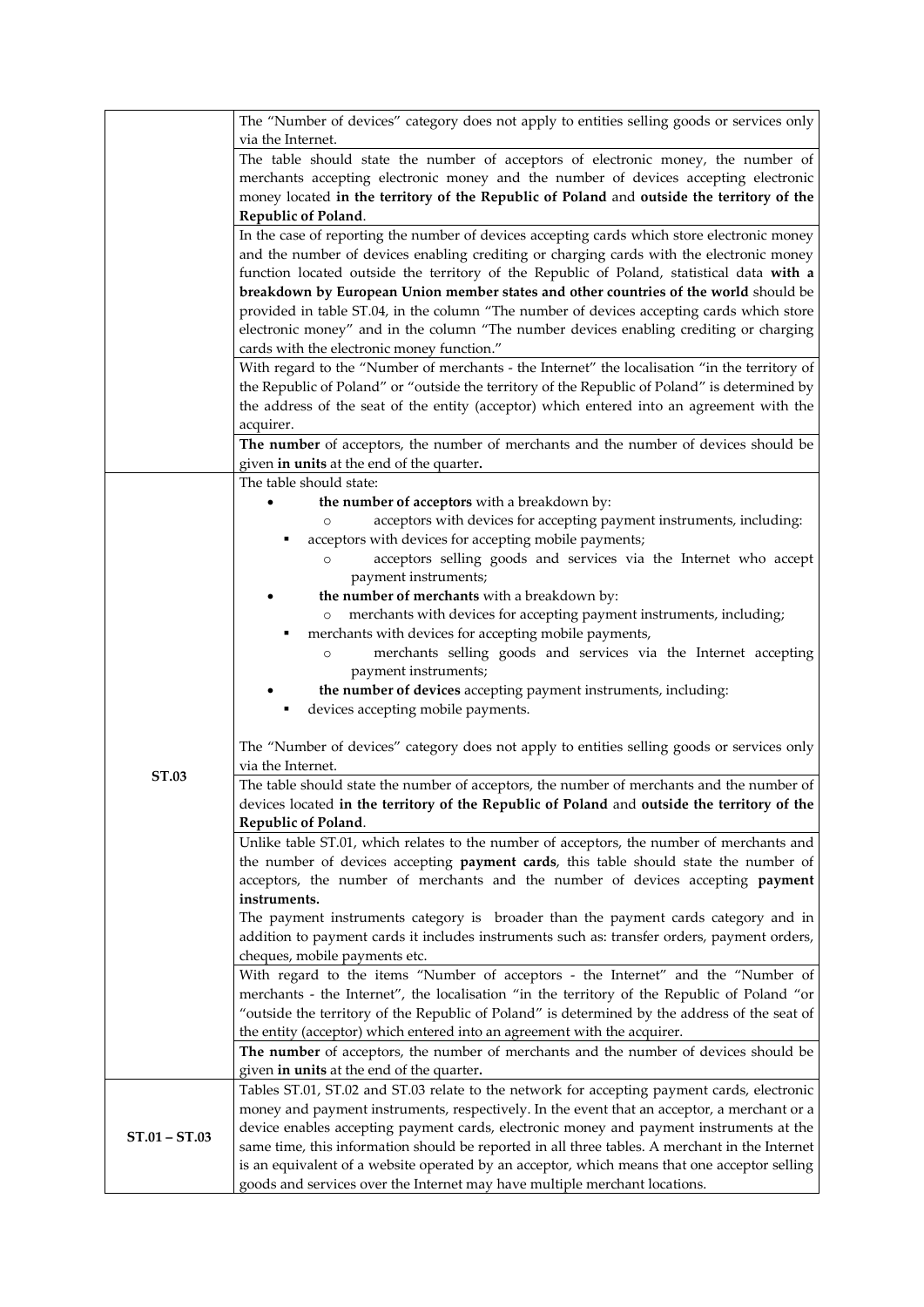| | |
|---|---|
| | The "Number of devices" category does not apply to entities selling goods or services only via the Internet.<br>The table should state the number of acceptors of electronic money, the number of merchants accepting electronic money and the number of devices accepting electronic money located **in the territory of the Republic of Poland** and **outside the territory of the Republic of Poland**.<br>In the case of reporting the number of devices accepting cards which store electronic money and the number of devices enabling crediting or charging cards with the electronic money function located outside the territory of the Republic of Poland, statistical data **with a breakdown by European Union member states and other countries of the world** should be provided in table ST.04, in the column "The number of devices accepting cards which store electronic money" and in the column "The number devices enabling crediting or charging cards with the electronic money function."<br>With regard to the "Number of merchants - the Internet" the localisation "in the territory of the Republic of Poland" or "outside the territory of the Republic of Poland" is determined by the address of the seat of the entity (acceptor) which entered into an agreement with the acquirer.<br>**The number** of acceptors, the number of merchants and the number of devices should be given **in units** at the end of the quarter**.** |
| **ST.03** | The table should state:<br>• **the number of acceptors** with a breakdown by:<br>&nbsp;&nbsp;&nbsp;&nbsp;o acceptors with devices for accepting payment instruments, including:<br>&nbsp;&nbsp;&nbsp;&nbsp;&nbsp;&nbsp;&nbsp;&nbsp;▪ acceptors with devices for accepting mobile payments;<br>&nbsp;&nbsp;&nbsp;&nbsp;o acceptors selling goods and services via the Internet who accept payment instruments;<br>• **the number of merchants** with a breakdown by:<br>&nbsp;&nbsp;&nbsp;&nbsp;o merchants with devices for accepting payment instruments, including;<br>&nbsp;&nbsp;&nbsp;&nbsp;&nbsp;&nbsp;&nbsp;&nbsp;▪ merchants with devices for accepting mobile payments,<br>&nbsp;&nbsp;&nbsp;&nbsp;o merchants selling goods and services via the Internet accepting payment instruments;<br>• **the number of devices** accepting payment instruments, including:<br>&nbsp;&nbsp;&nbsp;&nbsp;&nbsp;&nbsp;&nbsp;&nbsp;▪ devices accepting mobile payments.<br><br>The "Number of devices" category does not apply to entities selling goods or services only via the Internet.<br>The table should state the number of acceptors, the number of merchants and the number of devices located **in the territory of the Republic of Poland** and **outside the territory of the Republic of Poland**.<br>Unlike table ST.01, which relates to the number of acceptors, the number of merchants and the number of devices accepting **payment cards**, this table should state the number of acceptors, the number of merchants and the number of devices accepting **payment instruments.**<br>The payment instruments category is broader than the payment cards category and in addition to payment cards it includes instruments such as: transfer orders, payment orders, cheques, mobile payments etc.<br>With regard to the items "Number of acceptors - the Internet" and the "Number of merchants - the Internet", the localisation "in the territory of the Republic of Poland "or "outside the territory of the Republic of Poland" is determined by the address of the seat of the entity (acceptor) which entered into an agreement with the acquirer.<br>**The number** of acceptors, the number of merchants and the number of devices should be given **in units** at the end of the quarter**.** |
| **ST.01 – ST.03** | Tables ST.01, ST.02 and ST.03 relate to the network for accepting payment cards, electronic money and payment instruments, respectively. In the event that an acceptor, a merchant or a device enables accepting payment cards, electronic money and payment instruments at the same time, this information should be reported in all three tables. A merchant in the Internet is an equivalent of a website operated by an acceptor, which means that one acceptor selling goods and services over the Internet may have multiple merchant locations. |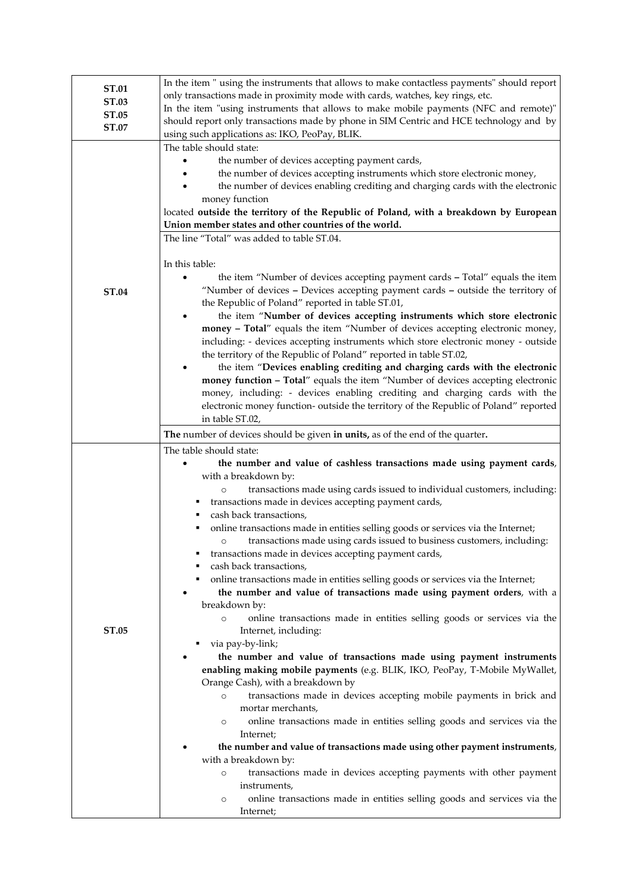| | |
|---|---|
| **ST.01**<br>**ST.03**<br>**ST.05**<br>**ST.07** | In the item " using the instruments that allows to make contactless payments" should report only transactions made in proximity mode with cards, watches, key rings, etc.<br>In the item "using instruments that allows to make mobile payments (NFC and remote)" should report only transactions made by phone in SIM Centric and HCE technology and by using such applications as: IKO, PeoPay, BLIK. |
| **ST.04** | The table should state:<br>• the number of devices accepting payment cards,<br>• the number of devices accepting instruments which store electronic money,<br>• the number of devices enabling crediting and charging cards with the electronic money function<br>located **outside the territory of the Republic of Poland, with a breakdown by European Union member states and other countries of the world.**<br><br>The line "Total" was added to table ST.04.<br><br>In this table:<br>• the item "Number of devices accepting payment cards **–** Total" equals the item "Number of devices **–** Devices accepting payment cards **–** outside the territory of the Republic of Poland" reported in table ST.01,<br>• the item "**Number of devices accepting instruments which store electronic money – Total**" equals the item "Number of devices accepting electronic money, including: - devices accepting instruments which store electronic money - outside the territory of the Republic of Poland" reported in table ST.02,<br>• the item "**Devices enabling crediting and charging cards with the electronic money function – Total**" equals the item "Number of devices accepting electronic money, including: - devices enabling crediting and charging cards with the electronic money function- outside the territory of the Republic of Poland" reported in table ST.02,<br><br>**The** number of devices should be given **in units,** as of the end of the quarter**.** |
| **ST.05** | The table should state:<br>• **the number and value of cashless transactions made using payment cards**, with a breakdown by:<br>&nbsp;&nbsp;○ transactions made using cards issued to individual customers, including:<br>&nbsp;&nbsp;&nbsp;&nbsp;▪ transactions made in devices accepting payment cards,<br>&nbsp;&nbsp;&nbsp;&nbsp;▪ cash back transactions,<br>&nbsp;&nbsp;&nbsp;&nbsp;▪ online transactions made in entities selling goods or services via the Internet;<br>&nbsp;&nbsp;○ transactions made using cards issued to business customers, including:<br>&nbsp;&nbsp;&nbsp;&nbsp;▪ transactions made in devices accepting payment cards,<br>&nbsp;&nbsp;&nbsp;&nbsp;▪ cash back transactions,<br>&nbsp;&nbsp;&nbsp;&nbsp;▪ online transactions made in entities selling goods or services via the Internet;<br>• **the number and value of transactions made using payment orders**, with a breakdown by:<br>&nbsp;&nbsp;○ online transactions made in entities selling goods or services via the Internet, including:<br>&nbsp;&nbsp;&nbsp;&nbsp;▪ via pay-by-link;<br>• **the number and value of transactions made using payment instruments enabling making mobile payments** (e.g. BLIK, IKO, PeoPay, T-Mobile MyWallet, Orange Cash), with a breakdown by<br>&nbsp;&nbsp;○ transactions made in devices accepting mobile payments in brick and mortar merchants,<br>&nbsp;&nbsp;○ online transactions made in entities selling goods and services via the Internet;<br>• **the number and value of transactions made using other payment instruments**, with a breakdown by:<br>&nbsp;&nbsp;○ transactions made in devices accepting payments with other payment instruments,<br>&nbsp;&nbsp;○ online transactions made in entities selling goods and services via the Internet; |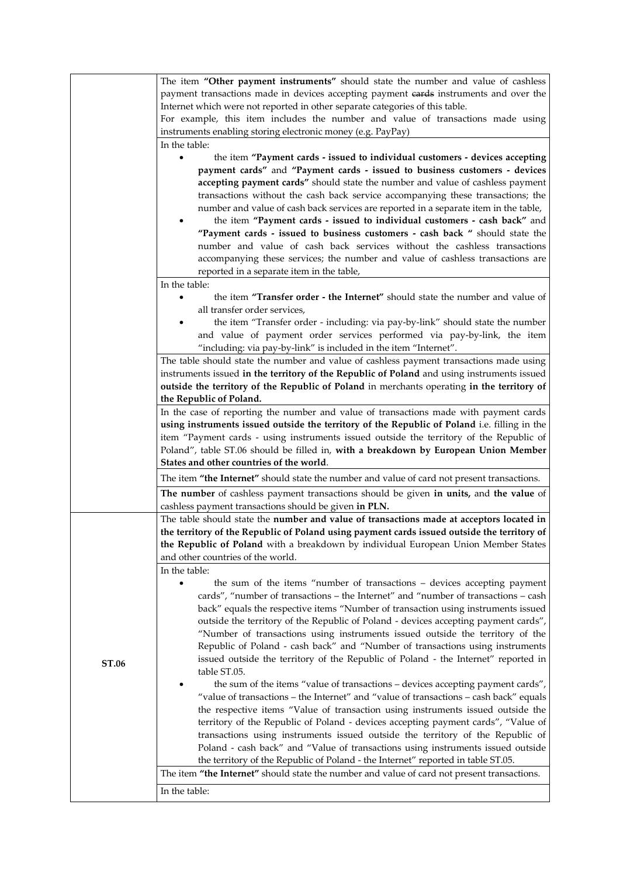| | |
|---|---|
| | The item **"Other payment instruments"** should state the number and value of cashless payment transactions made in devices accepting payment ~~cards~~ instruments and over the Internet which were not reported in other separate categories of this table.<br>For example, this item includes the number and value of transactions made using instruments enabling storing electronic money (e.g. PayPay) |
| | In the table:<br>• the item **"Payment cards - issued to individual customers - devices accepting payment cards"** and **"Payment cards - issued to business customers - devices accepting payment cards"** should state the number and value of cashless payment transactions without the cash back service accompanying these transactions; the number and value of cash back services are reported in a separate item in the table,<br>• the item **"Payment cards - issued to individual customers - cash back"** and **"Payment cards - issued to business customers - cash back "** should state the number and value of cash back services without the cashless transactions accompanying these services; the number and value of cashless transactions are reported in a separate item in the table, |
| | In the table:<br>• the item **"Transfer order - the Internet"** should state the number and value of all transfer order services,<br>• the item "Transfer order - including: via pay-by-link" should state the number and value of payment order services performed via pay-by-link, the item "including: via pay-by-link" is included in the item "Internet". |
| | The table should state the number and value of cashless payment transactions made using instruments issued **in the territory of the Republic of Poland** and using instruments issued **outside the territory of the Republic of Poland** in merchants operating **in the territory of the Republic of Poland.** |
| | In the case of reporting the number and value of transactions made with payment cards **using instruments issued outside the territory of the Republic of Poland** i.e. filling in the item "Payment cards - using instruments issued outside the territory of the Republic of Poland", table ST.06 should be filled in, **with a breakdown by European Union Member States and other countries of the world**. |
| | The item **"the Internet"** should state the number and value of card not present transactions. |
| | **The number** of cashless payment transactions should be given **in units,** and **the value** of cashless payment transactions should be given **in PLN.** |
| **ST.06** | The table should state the **number and value of transactions made at acceptors located in the territory of the Republic of Poland using payment cards issued outside the territory of the Republic of Poland** with a breakdown by individual European Union Member States and other countries of the world. |
| | In the table:<br>• the sum of the items "number of transactions – devices accepting payment cards", "number of transactions – the Internet" and "number of transactions – cash back" equals the respective items "Number of transaction using instruments issued outside the territory of the Republic of Poland - devices accepting payment cards", "Number of transactions using instruments issued outside the territory of the Republic of Poland - cash back" and "Number of transactions using instruments issued outside the territory of the Republic of Poland - the Internet" reported in table ST.05.<br>• the sum of the items "value of transactions – devices accepting payment cards", "value of transactions – the Internet" and "value of transactions – cash back" equals the respective items "Value of transaction using instruments issued outside the territory of the Republic of Poland - devices accepting payment cards", "Value of transactions using instruments issued outside the territory of the Republic of Poland - cash back" and "Value of transactions using instruments issued outside the territory of the Republic of Poland - the Internet" reported in table ST.05. |
| | The item **"the Internet"** should state the number and value of card not present transactions. |
| | In the table: |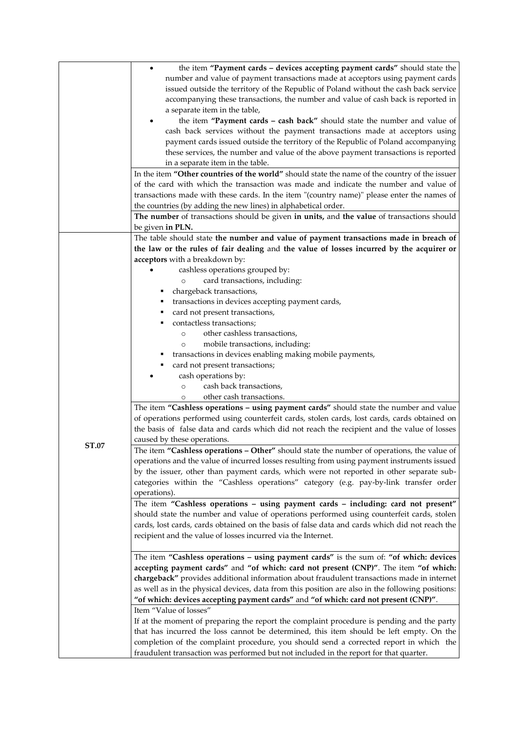| | |
|---|---|
| | • the item **"Payment cards – devices accepting payment cards"** should state the number and value of payment transactions made at acceptors using payment cards issued outside the territory of the Republic of Poland without the cash back service accompanying these transactions, the number and value of cash back is reported in a separate item in the table,<br>• the item **"Payment cards – cash back"** should state the number and value of cash back services without the payment transactions made at acceptors using payment cards issued outside the territory of the Republic of Poland accompanying these services, the number and value of the above payment transactions is reported in a separate item in the table.<br><br>In the item **"Other countries of the world"** should state the name of the country of the issuer of the card with which the transaction was made and indicate the number and value of transactions made with these cards. In the item "(country name)" please enter the names of the countries (by adding the new lines) in alphabetical order.<br><br>**The number** of transactions should be given **in units,** and **the value** of transactions should be given **in PLN.** |
| **ST.07** | The table should state **the number and value of payment transactions made in breach of the law or the rules of fair dealing** and **the value of losses incurred by the acquirer or acceptors** with a breakdown by:<br>• cashless operations grouped by:<br>  ○ card transactions, including:<br>    ▪ chargeback transactions,<br>    ▪ transactions in devices accepting payment cards,<br>    ▪ card not present transactions,<br>    ▪ contactless transactions;<br>  ○ other cashless transactions,<br>  ○ mobile transactions, including:<br>    ▪ transactions in devices enabling making mobile payments,<br>    ▪ card not present transactions;<br>• cash operations by:<br>  ○ cash back transactions,<br>  ○ other cash transactions.<br><br>The item **"Cashless operations – using payment cards"** should state the number and value of operations performed using counterfeit cards, stolen cards, lost cards, cards obtained on the basis of false data and cards which did not reach the recipient and the value of losses caused by these operations.<br><br>The item **"Cashless operations – Other"** should state the number of operations, the value of operations and the value of incurred losses resulting from using payment instruments issued by the issuer, other than payment cards, which were not reported in other separate sub-categories within the "Cashless operations" category (e.g. pay-by-link transfer order operations).<br><br>The item **"Cashless operations – using payment cards – including: card not present"** should state the number and value of operations performed using counterfeit cards, stolen cards, lost cards, cards obtained on the basis of false data and cards which did not reach the recipient and the value of losses incurred via the Internet.<br><br>The item **"Cashless operations – using payment cards"** is the sum of: **"of which: devices accepting payment cards"** and **"of which: card not present (CNP)"**. The item **"of which: chargeback"** provides additional information about fraudulent transactions made in internet as well as in the physical devices, data from this position are also in the following positions: **"of which: devices accepting payment cards"** and **"of which: card not present (CNP)"**.<br><br>Item "Value of losses"<br>If at the moment of preparing the report the complaint procedure is pending and the party that has incurred the loss cannot be determined, this item should be left empty. On the completion of the complaint procedure, you should send a corrected report in which the fraudulent transaction was performed but not included in the report for that quarter. |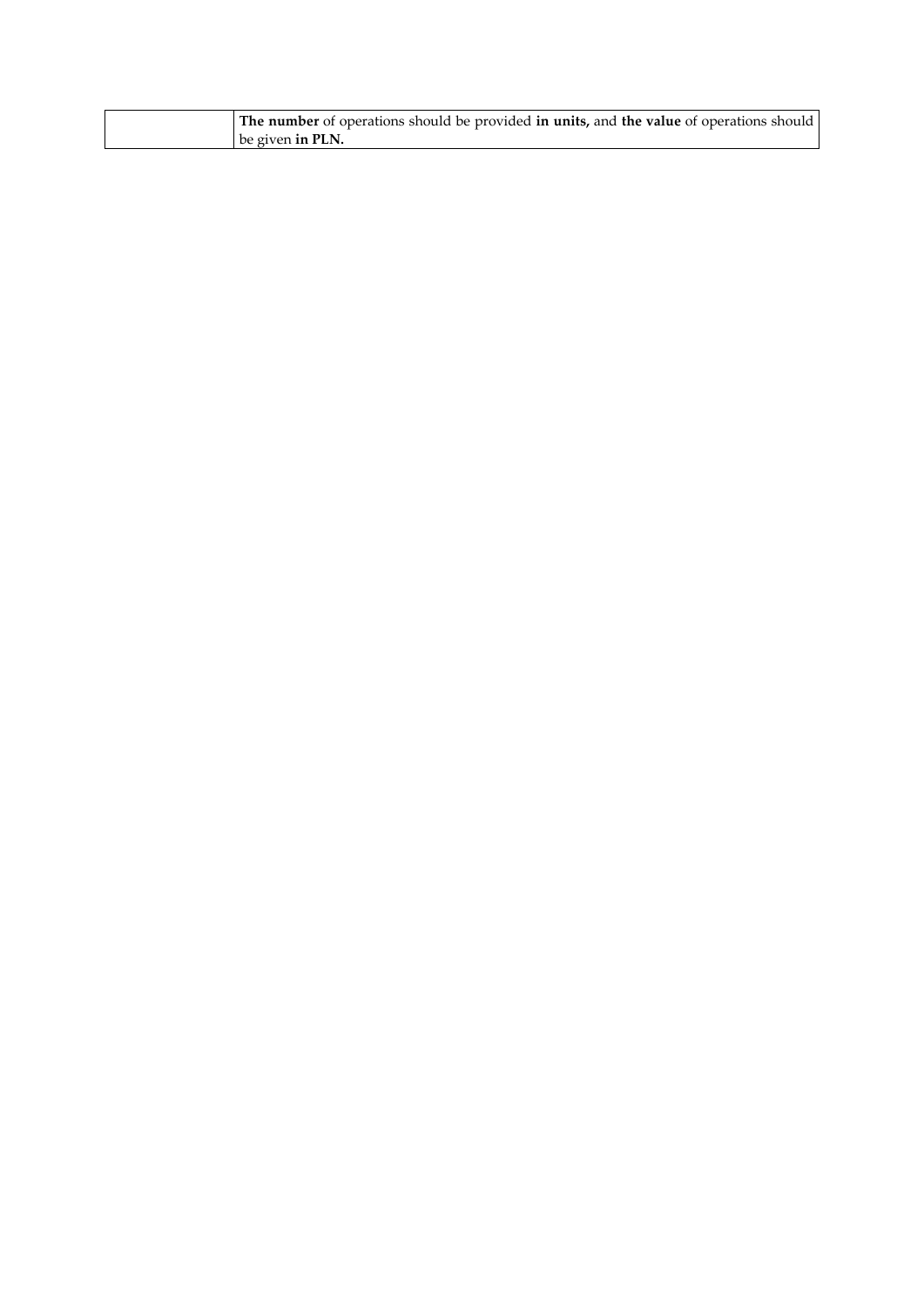| | |
|---|---|
| | **The number** of operations should be provided **in units,** and **the value** of operations should be given **in PLN.** |